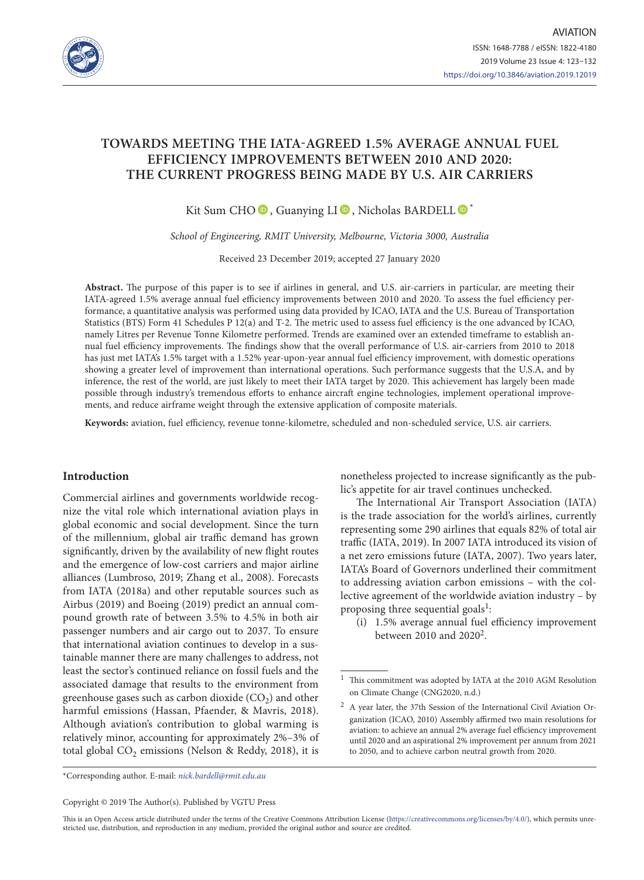# TOWARDS MEETING THE IATA-AGREED 1.5% AVERAGE ANNUAL FUEL EFFICIENCY IMPROVEMENTS BETWEEN 2010 AND 2020: THE CURRENT PROGRESS BEING MADE BY U.S. AIR CARRIERS

Kit Sum CHO, Guanying LI, Nicholas BARDELL*

*School of Engineering, RMIT University, Melbourne, Victoria 3000, Australia*

Received 23 December 2019; accepted 27 January 2020

**Abstract.** The purpose of this paper is to see if airlines in general, and U.S. air-carriers in particular, are meeting their IATA-agreed 1.5% average annual fuel efficiency improvements between 2010 and 2020. To assess the fuel efficiency performance, a quantitative analysis was performed using data provided by ICAO, IATA and the U.S. Bureau of Transportation Statistics (BTS) Form 41 Schedules P 12(a) and T-2. The metric used to assess fuel efficiency is the one advanced by ICAO, namely Litres per Revenue Tonne Kilometre performed. Trends are examined over an extended timeframe to establish annual fuel efficiency improvements. The findings show that the overall performance of U.S. air-carriers from 2010 to 2018 has just met IATA's 1.5% target with a 1.52% year-upon-year annual fuel efficiency improvement, with domestic operations showing a greater level of improvement than international operations. Such performance suggests that the U.S.A, and by inference, the rest of the world, are just likely to meet their IATA target by 2020. This achievement has largely been made possible through industry's tremendous efforts to enhance aircraft engine technologies, implement operational improvements, and reduce airframe weight through the extensive application of composite materials.

**Keywords:** aviation, fuel efficiency, revenue tonne-kilometre, scheduled and non-scheduled service, U.S. air carriers.

## Introduction

Commercial airlines and governments worldwide recognize the vital role which international aviation plays in global economic and social development. Since the turn of the millennium, global air traffic demand has grown significantly, driven by the availability of new flight routes and the emergence of low-cost carriers and major airline alliances (Lumbroso, 2019; Zhang et al., 2008). Forecasts from IATA (2018a) and other reputable sources such as Airbus (2019) and Boeing (2019) predict an annual compound growth rate of between 3.5% to 4.5% in both air passenger numbers and air cargo out to 2037. To ensure that international aviation continues to develop in a sustainable manner there are many challenges to address, not least the sector's continued reliance on fossil fuels and the associated damage that results to the environment from greenhouse gases such as carbon dioxide ($CO_2$) and other harmful emissions (Hassan, Pfaender, & Mavris, 2018). Although aviation's contribution to global warming is relatively minor, accounting for approximately 2%–3% of total global $CO_2$ emissions (Nelson & Reddy, 2018), it is nonetheless projected to increase significantly as the public's appetite for air travel continues unchecked.

The International Air Transport Association (IATA) is the trade association for the world's airlines, currently representing some 290 airlines that equals 82% of total air traffic (IATA, 2019). In 2007 IATA introduced its vision of a net zero emissions future (IATA, 2007). Two years later, IATA's Board of Governors underlined their commitment to addressing aviation carbon emissions – with the collective agreement of the worldwide aviation industry – by proposing three sequential goals[1]:

(i) 1.5% average annual fuel efficiency improvement between 2010 and 2020[2].

[1] This commitment was adopted by IATA at the 2010 AGM Resolution on Climate Change (CNG2020, n.d.)

[2] A year later, the 37th Session of the International Civil Aviation Organization (ICAO, 2010) Assembly affirmed two main resolutions for aviation: to achieve an annual 2% average fuel efficiency improvement until 2020 and an aspirational 2% improvement per annum from 2021 to 2050, and to achieve carbon neutral growth from 2020.

*Corresponding author. E-mail: *nick.bardell@rmit.edu.au*

Copyright © 2019 The Author(s). Published by VGTU Press

This is an Open Access article distributed under the terms of the Creative Commons Attribution License (https://creativecommons.org/licenses/by/4.0/), which permits unrestricted use, distribution, and reproduction in any medium, provided the original author and source are credited.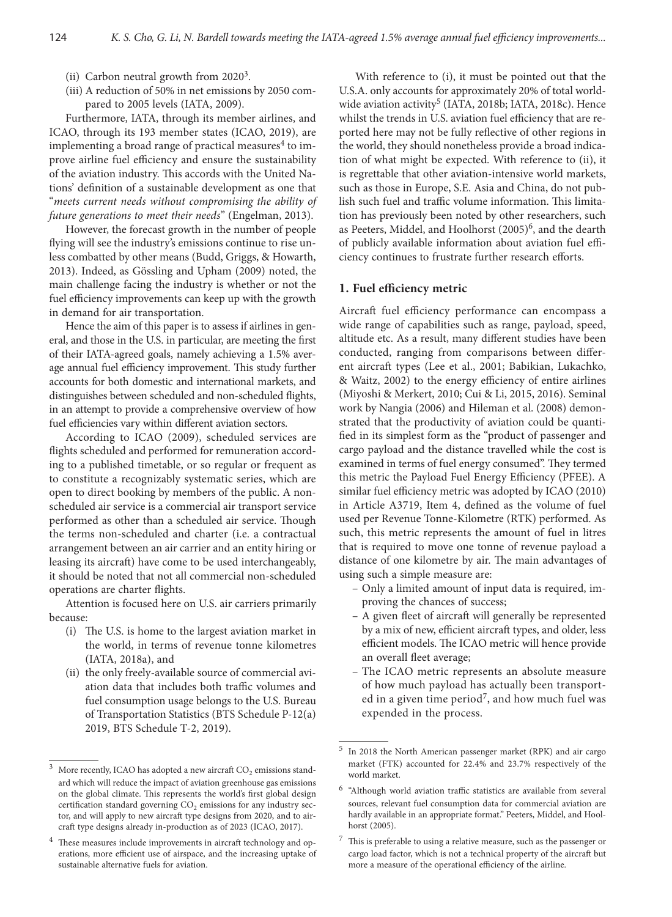(ii) Carbon neutral growth from 2020[3].

(iii) A reduction of 50% in net emissions by 2050 compared to 2005 levels (IATA, 2009).

Furthermore, IATA, through its member airlines, and ICAO, through its 193 member states (ICAO, 2019), are implementing a broad range of practical measures[4] to improve airline fuel efficiency and ensure the sustainability of the aviation industry. This accords with the United Nations' definition of a sustainable development as one that "*meets current needs without compromising the ability of future generations to meet their needs*" (Engelman, 2013).

However, the forecast growth in the number of people flying will see the industry's emissions continue to rise unless combatted by other means (Budd, Griggs, & Howarth, 2013). Indeed, as Gössling and Upham (2009) noted, the main challenge facing the industry is whether or not the fuel efficiency improvements can keep up with the growth in demand for air transportation.

Hence the aim of this paper is to assess if airlines in general, and those in the U.S. in particular, are meeting the first of their IATA-agreed goals, namely achieving a 1.5% average annual fuel efficiency improvement. This study further accounts for both domestic and international markets, and distinguishes between scheduled and non-scheduled flights, in an attempt to provide a comprehensive overview of how fuel efficiencies vary within different aviation sectors.

According to ICAO (2009), scheduled services are flights scheduled and performed for remuneration according to a published timetable, or so regular or frequent as to constitute a recognizably systematic series, which are open to direct booking by members of the public. A non-scheduled air service is a commercial air transport service performed as other than a scheduled air service. Though the terms non-scheduled and charter (i.e. a contractual arrangement between an air carrier and an entity hiring or leasing its aircraft) have come to be used interchangeably, it should be noted that not all commercial non-scheduled operations are charter flights.

Attention is focused here on U.S. air carriers primarily because:

(i) The U.S. is home to the largest aviation market in the world, in terms of revenue tonne kilometres (IATA, 2018a), and

(ii) the only freely-available source of commercial aviation data that includes both traffic volumes and fuel consumption usage belongs to the U.S. Bureau of Transportation Statistics (BTS Schedule P-12(a) 2019, BTS Schedule T-2, 2019).

With reference to (i), it must be pointed out that the U.S.A. only accounts for approximately 20% of total worldwide aviation activity[5] (IATA, 2018b; IATA, 2018c). Hence whilst the trends in U.S. aviation fuel efficiency that are reported here may not be fully reflective of other regions in the world, they should nonetheless provide a broad indication of what might be expected. With reference to (ii), it is regrettable that other aviation-intensive world markets, such as those in Europe, S.E. Asia and China, do not publish such fuel and traffic volume information. This limitation has previously been noted by other researchers, such as Peeters, Middel, and Hoolhorst (2005)[6], and the dearth of publicly available information about aviation fuel efficiency continues to frustrate further research efforts.

## 1. Fuel efficiency metric

Aircraft fuel efficiency performance can encompass a wide range of capabilities such as range, payload, speed, altitude etc. As a result, many different studies have been conducted, ranging from comparisons between different aircraft types (Lee et al., 2001; Babikian, Lukachko, & Waitz, 2002) to the energy efficiency of entire airlines (Miyoshi & Merkert, 2010; Cui & Li, 2015, 2016). Seminal work by Nangia (2006) and Hileman et al. (2008) demonstrated that the productivity of aviation could be quantified in its simplest form as the "product of passenger and cargo payload and the distance travelled while the cost is examined in terms of fuel energy consumed". They termed this metric the Payload Fuel Energy Efficiency (PFEE). A similar fuel efficiency metric was adopted by ICAO (2010) in Article A3719, Item 4, defined as the volume of fuel used per Revenue Tonne-Kilometre (RTK) performed. As such, this metric represents the amount of fuel in litres that is required to move one tonne of revenue payload a distance of one kilometre by air. The main advantages of using such a simple measure are:

- Only a limited amount of input data is required, improving the chances of success;
- A given fleet of aircraft will generally be represented by a mix of new, efficient aircraft types, and older, less efficient models. The ICAO metric will hence provide an overall fleet average;
- The ICAO metric represents an absolute measure of how much payload has actually been transported in a given time period[7], and how much fuel was expended in the process.

---

[3] More recently, ICAO has adopted a new aircraft $CO_2$ emissions standard which will reduce the impact of aviation greenhouse gas emissions on the global climate. This represents the world's first global design certification standard governing $CO_2$ emissions for any industry sector, and will apply to new aircraft type designs from 2020, and to aircraft type designs already in-production as of 2023 (ICAO, 2017).

[4] These measures include improvements in aircraft technology and operations, more efficient use of airspace, and the increasing uptake of sustainable alternative fuels for aviation.

[5] In 2018 the North American passenger market (RPK) and air cargo market (FTK) accounted for 22.4% and 23.7% respectively of the world market.

[6] "Although world aviation traffic statistics are available from several sources, relevant fuel consumption data for commercial aviation are hardly available in an appropriate format." Peeters, Middel, and Hoolhorst (2005).

[7] This is preferable to using a relative measure, such as the passenger or cargo load factor, which is not a technical property of the aircraft but more a measure of the operational efficiency of the airline.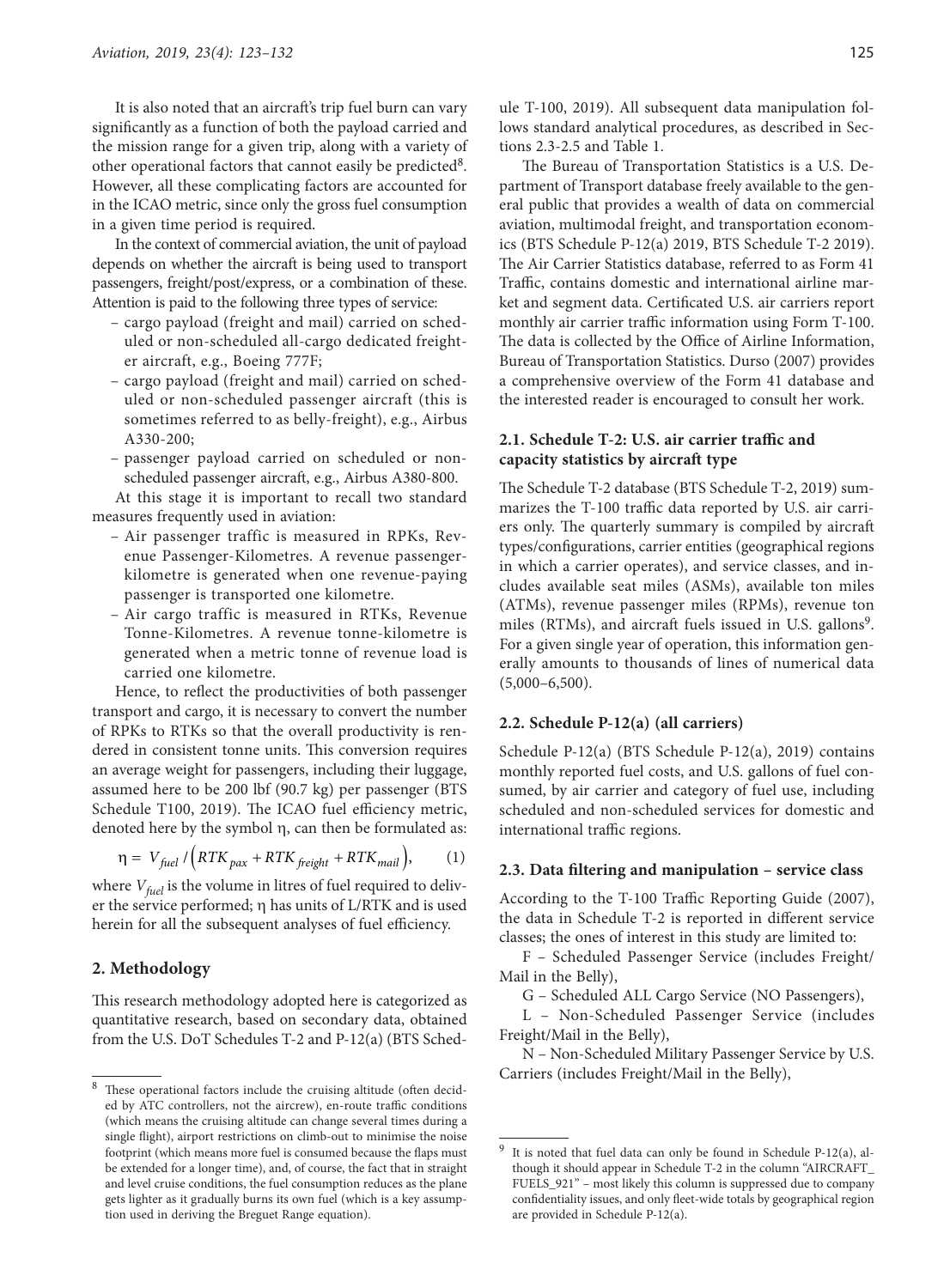It is also noted that an aircraft's trip fuel burn can vary significantly as a function of both the payload carried and the mission range for a given trip, along with a variety of other operational factors that cannot easily be predicted[8]. However, all these complicating factors are accounted for in the ICAO metric, since only the gross fuel consumption in a given time period is required.

In the context of commercial aviation, the unit of payload depends on whether the aircraft is being used to transport passengers, freight/post/express, or a combination of these. Attention is paid to the following three types of service:

- cargo payload (freight and mail) carried on scheduled or non-scheduled all-cargo dedicated freighter aircraft, e.g., Boeing 777F;
- cargo payload (freight and mail) carried on scheduled or non-scheduled passenger aircraft (this is sometimes referred to as belly-freight), e.g., Airbus A330-200;
- passenger payload carried on scheduled or non-scheduled passenger aircraft, e.g., Airbus A380-800.

At this stage it is important to recall two standard measures frequently used in aviation:

- Air passenger traffic is measured in RPKs, Revenue Passenger-Kilometres. A revenue passenger-kilometre is generated when one revenue-paying passenger is transported one kilometre.
- Air cargo traffic is measured in RTKs, Revenue Tonne-Kilometres. A revenue tonne-kilometre is generated when a metric tonne of revenue load is carried one kilometre.

Hence, to reflect the productivities of both passenger transport and cargo, it is necessary to convert the number of RPKs to RTKs so that the overall productivity is rendered in consistent tonne units. This conversion requires an average weight for passengers, including their luggage, assumed here to be 200 lbf (90.7 kg) per passenger (BTS Schedule T100, 2019). The ICAO fuel efficiency metric, denoted here by the symbol η, can then be formulated as:

$$\eta = V_{fuel} / \left( RTK_{pax} + RTK_{freight} + RTK_{mail} \right), \quad (1)$$

where $V_{fuel}$ is the volume in litres of fuel required to deliver the service performed; η has units of L/RTK and is used herein for all the subsequent analyses of fuel efficiency.

## 2. Methodology

This research methodology adopted here is categorized as quantitative research, based on secondary data, obtained from the U.S. DoT Schedules T-2 and P-12(a) (BTS Schedule T-100, 2019). All subsequent data manipulation follows standard analytical procedures, as described in Sections 2.3-2.5 and Table 1.

The Bureau of Transportation Statistics is a U.S. Department of Transport database freely available to the general public that provides a wealth of data on commercial aviation, multimodal freight, and transportation economics (BTS Schedule P-12(a) 2019, BTS Schedule T-2 2019). The Air Carrier Statistics database, referred to as Form 41 Traffic, contains domestic and international airline market and segment data. Certificated U.S. air carriers report monthly air carrier traffic information using Form T-100. The data is collected by the Office of Airline Information, Bureau of Transportation Statistics. Durso (2007) provides a comprehensive overview of the Form 41 database and the interested reader is encouraged to consult her work.

### 2.1. Schedule T-2: U.S. air carrier traffic and capacity statistics by aircraft type

The Schedule T-2 database (BTS Schedule T-2, 2019) summarizes the T-100 traffic data reported by U.S. air carriers only. The quarterly summary is compiled by aircraft types/configurations, carrier entities (geographical regions in which a carrier operates), and service classes, and includes available seat miles (ASMs), available ton miles (ATMs), revenue passenger miles (RPMs), revenue ton miles (RTMs), and aircraft fuels issued in U.S. gallons[9]. For a given single year of operation, this information generally amounts to thousands of lines of numerical data (5,000–6,500).

### 2.2. Schedule P-12(a) (all carriers)

Schedule P-12(a) (BTS Schedule P-12(a), 2019) contains monthly reported fuel costs, and U.S. gallons of fuel consumed, by air carrier and category of fuel use, including scheduled and non-scheduled services for domestic and international traffic regions.

### 2.3. Data filtering and manipulation – service class

According to the T-100 Traffic Reporting Guide (2007), the data in Schedule T-2 is reported in different service classes; the ones of interest in this study are limited to:

F – Scheduled Passenger Service (includes Freight/Mail in the Belly),

G – Scheduled ALL Cargo Service (NO Passengers),

L – Non-Scheduled Passenger Service (includes Freight/Mail in the Belly),

N – Non-Scheduled Military Passenger Service by U.S. Carriers (includes Freight/Mail in the Belly),

---

[8] These operational factors include the cruising altitude (often decided by ATC controllers, not the aircrew), en-route traffic conditions (which means the cruising altitude can change several times during a single flight), airport restrictions on climb-out to minimise the noise footprint (which means more fuel is consumed because the flaps must be extended for a longer time), and, of course, the fact that in straight and level cruise conditions, the fuel consumption reduces as the plane gets lighter as it gradually burns its own fuel (which is a key assumption used in deriving the Breguet Range equation).

[9] It is noted that fuel data can only be found in Schedule P-12(a), although it should appear in Schedule T-2 in the column "AIRCRAFT_FUELS_921" – most likely this column is suppressed due to company confidentiality issues, and only fleet-wide totals by geographical region are provided in Schedule P-12(a).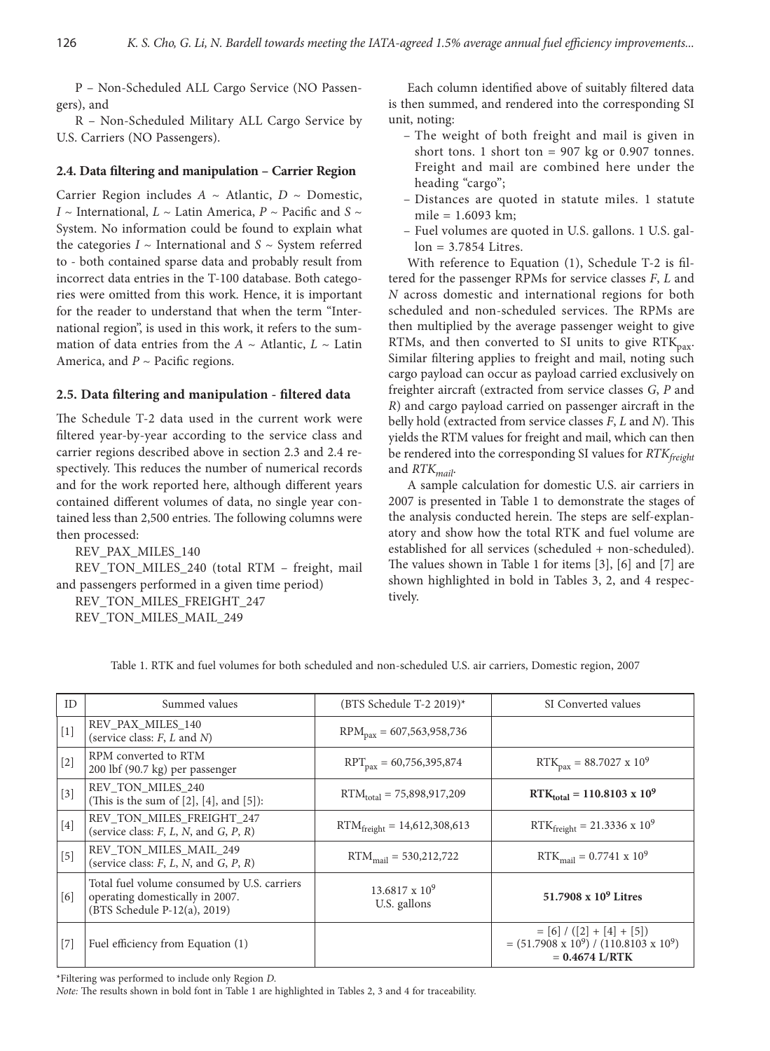P – Non-Scheduled ALL Cargo Service (NO Passengers), and

R – Non-Scheduled Military ALL Cargo Service by U.S. Carriers (NO Passengers).

### 2.4. Data filtering and manipulation – Carrier Region

Carrier Region includes *A* ~ Atlantic, *D* ~ Domestic, *I* ~ International, *L* ~ Latin America, *P* ~ Pacific and *S* ~ System. No information could be found to explain what the categories *I* ~ International and *S* ~ System referred to - both contained sparse data and probably result from incorrect data entries in the T-100 database. Both categories were omitted from this work. Hence, it is important for the reader to understand that when the term "International region", is used in this work, it refers to the summation of data entries from the *A* ~ Atlantic, *L* ~ Latin America, and *P* ~ Pacific regions.

### 2.5. Data filtering and manipulation - filtered data

The Schedule T-2 data used in the current work were filtered year-by-year according to the service class and carrier regions described above in section 2.3 and 2.4 respectively. This reduces the number of numerical records and for the work reported here, although different years contained different volumes of data, no single year contained less than 2,500 entries. The following columns were then processed:

REV_PAX_MILES_140

REV_TON_MILES_240 (total RTM – freight, mail and passengers performed in a given time period)

REV_TON_MILES_FREIGHT_247

REV_TON_MILES_MAIL_249

Each column identified above of suitably filtered data is then summed, and rendered into the corresponding SI unit, noting:

- The weight of both freight and mail is given in short tons. 1 short ton = 907 kg or 0.907 tonnes. Freight and mail are combined here under the heading "cargo";
- Distances are quoted in statute miles. 1 statute mile = 1.6093 km;
- Fuel volumes are quoted in U.S. gallons. 1 U.S. gallon = 3.7854 Litres.

With reference to Equation (1), Schedule T-2 is filtered for the passenger RPMs for service classes *F*, *L* and *N* across domestic and international regions for both scheduled and non-scheduled services. The RPMs are then multiplied by the average passenger weight to give RTMs, and then converted to SI units to give $RTK_{pax}$. Similar filtering applies to freight and mail, noting such cargo payload can occur as payload carried exclusively on freighter aircraft (extracted from service classes *G*, *P* and *R*) and cargo payload carried on passenger aircraft in the belly hold (extracted from service classes *F*, *L* and *N*). This yields the RTM values for freight and mail, which can then be rendered into the corresponding SI values for $RTK_{freight}$ and $RTK_{mail}$.

A sample calculation for domestic U.S. air carriers in 2007 is presented in Table 1 to demonstrate the stages of the analysis conducted herein. The steps are self-explanatory and show how the total RTK and fuel volume are established for all services (scheduled + non-scheduled). The values shown in Table 1 for items [3], [6] and [7] are shown highlighted in bold in Tables 3, 2, and 4 respectively.

Table 1. RTK and fuel volumes for both scheduled and non-scheduled U.S. air carriers, Domestic region, 2007

| ID | Summed values | (BTS Schedule T-2 2019)* | SI Converted values |
|---|---|---|---|
| [1] | REV_PAX_MILES_140 (service class: *F*, *L* and *N*) | $RPM_{pax}$ = 607,563,958,736 | |
| [2] | RPM converted to RTM 200 lbf (90.7 kg) per passenger | $RPT_{pax}$ = 60,756,395,874 | $RTK_{pax} = 88.7027 \times 10^9$ |
| [3] | REV_TON_MILES_240 (This is the sum of [2], [4], and [5]): | $RTM_{total}$ = 75,898,917,209 | **$RTK_{total} = 110.8103 \times 10^9$** |
| [4] | REV_TON_MILES_FREIGHT_247 (service class: *F*, *L*, *N*, and *G*, *P*, *R*) | $RTM_{freight}$ = 14,612,308,613 | $RTK_{freight} = 21.3336 \times 10^9$ |
| [5] | REV_TON_MILES_MAIL_249 (service class: *F*, *L*, *N*, and *G*, *P*, *R*) | $RTM_{mail}$ = 530,212,722 | $RTK_{mail} = 0.7741 \times 10^9$ |
| [6] | Total fuel volume consumed by U.S. carriers operating domestically in 2007. (BTS Schedule P-12(a), 2019) | $13.6817 \times 10^9$ U.S. gallons | **$51.7908 \times 10^9$ Litres** |
| [7] | Fuel efficiency from Equation (1) | | = [6] / ([2] + [4] + [5]) = $(51.7908 \times 10^9) / (110.8103 \times 10^9)$ = **0.4674 L/RTK** |

*Filtering was performed to include only Region *D*.

*Note:* The results shown in bold font in Table 1 are highlighted in Tables 2, 3 and 4 for traceability.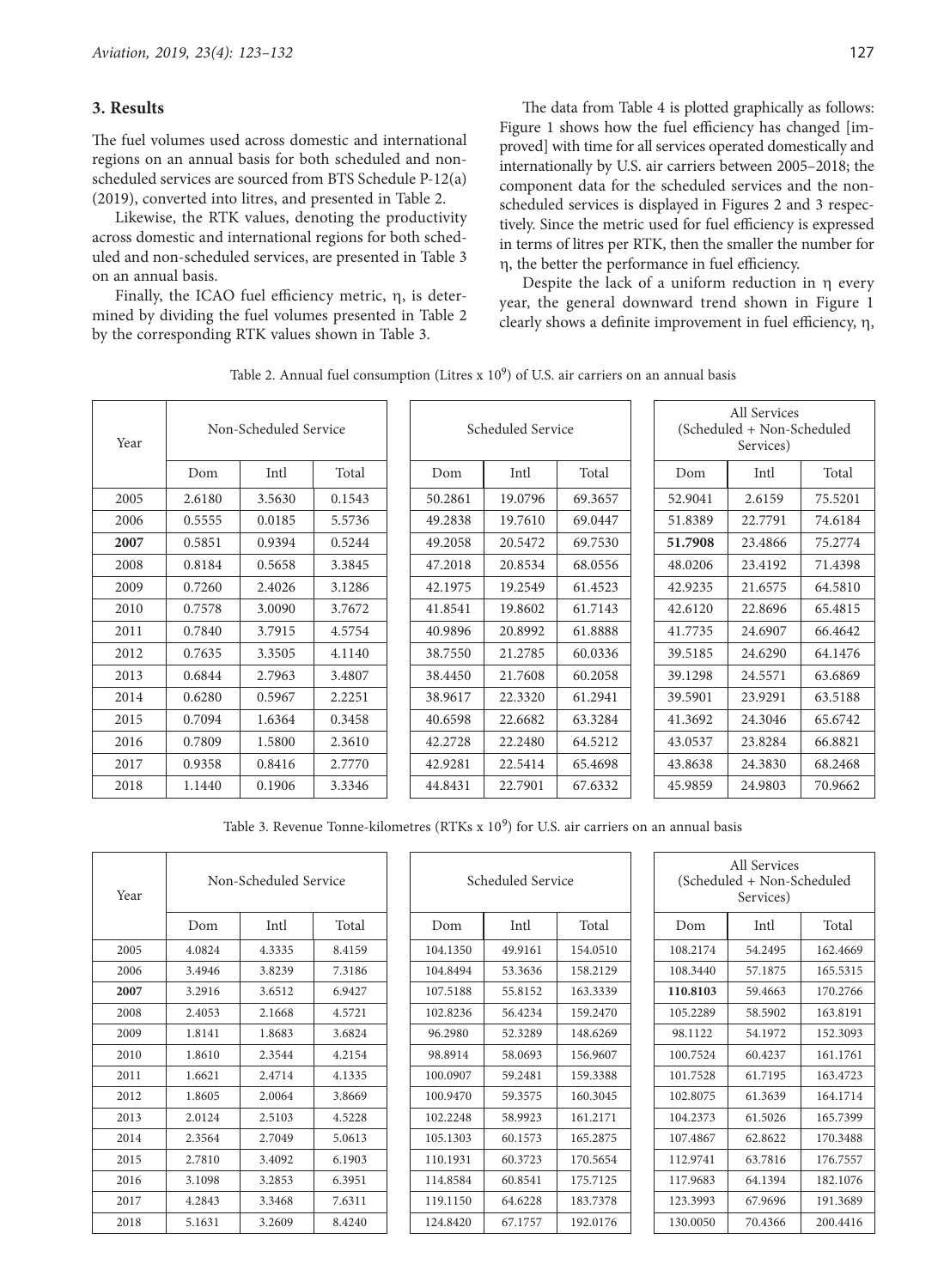## 3. Results

The fuel volumes used across domestic and international regions on an annual basis for both scheduled and non-scheduled services are sourced from BTS Schedule P-12(a) (2019), converted into litres, and presented in Table 2.

Likewise, the RTK values, denoting the productivity across domestic and international regions for both scheduled and non-scheduled services, are presented in Table 3 on an annual basis.

Finally, the ICAO fuel efficiency metric, η, is determined by dividing the fuel volumes presented in Table 2 by the corresponding RTK values shown in Table 3.

The data from Table 4 is plotted graphically as follows: Figure 1 shows how the fuel efficiency has changed [improved] with time for all services operated domestically and internationally by U.S. air carriers between 2005–2018; the component data for the scheduled services and the non-scheduled services is displayed in Figures 2 and 3 respectively. Since the metric used for fuel efficiency is expressed in terms of litres per RTK, then the smaller the number for η, the better the performance in fuel efficiency.

Despite the lack of a uniform reduction in η every year, the general downward trend shown in Figure 1 clearly shows a definite improvement in fuel efficiency, η,

Table 2. Annual fuel consumption (Litres x $10^9$) of U.S. air carriers on an annual basis

| Year | Non-Scheduled Service | | | Scheduled Service | | | All Services (Scheduled + Non-Scheduled Services) | | |
|---|---|---|---|---|---|---|---|---|---|
| | Dom | Intl | Total | Dom | Intl | Total | Dom | Intl | Total |
| 2005 | 2.6180 | 3.5630 | 0.1543 | 50.2861 | 19.0796 | 69.3657 | 52.9041 | 2.6159 | 75.5201 |
| 2006 | 0.5555 | 0.0185 | 5.5736 | 49.2838 | 19.7610 | 69.0447 | 51.8389 | 22.7791 | 74.6184 |
| **2007** | 0.5851 | 0.9394 | 0.5244 | 49.2058 | 20.5472 | 69.7530 | **51.7908** | 23.4866 | 75.2774 |
| 2008 | 0.8184 | 0.5658 | 3.3845 | 47.2018 | 20.8534 | 68.0556 | 48.0206 | 23.4192 | 71.4398 |
| 2009 | 0.7260 | 2.4026 | 3.1286 | 42.1975 | 19.2549 | 61.4523 | 42.9235 | 21.6575 | 64.5810 |
| 2010 | 0.7578 | 3.0090 | 3.7672 | 41.8541 | 19.8602 | 61.7143 | 42.6120 | 22.8696 | 65.4815 |
| 2011 | 0.7840 | 3.7915 | 4.5754 | 40.9896 | 20.8992 | 61.8888 | 41.7735 | 24.6907 | 66.4642 |
| 2012 | 0.7635 | 3.3505 | 4.1140 | 38.7550 | 21.2785 | 60.0336 | 39.5185 | 24.6290 | 64.1476 |
| 2013 | 0.6844 | 2.7963 | 3.4807 | 38.4450 | 21.7608 | 60.2058 | 39.1298 | 24.5571 | 63.6869 |
| 2014 | 0.6280 | 0.5967 | 2.2251 | 38.9617 | 22.3320 | 61.2941 | 39.5901 | 23.9291 | 63.5188 |
| 2015 | 0.7094 | 1.6364 | 0.3458 | 40.6598 | 22.6682 | 63.3284 | 41.3692 | 24.3046 | 65.6742 |
| 2016 | 0.7809 | 1.5800 | 2.3610 | 42.2728 | 22.2480 | 64.5212 | 43.0537 | 23.8284 | 66.8821 |
| 2017 | 0.9358 | 0.8416 | 2.7770 | 42.9281 | 22.5414 | 65.4698 | 43.8638 | 24.3830 | 68.2468 |
| 2018 | 1.1440 | 0.1906 | 3.3346 | 44.8431 | 22.7901 | 67.6332 | 45.9859 | 24.9803 | 70.9662 |

Table 3. Revenue Tonne-kilometres (RTKs x $10^9$) for U.S. air carriers on an annual basis

| Year | Non-Scheduled Service | | | Scheduled Service | | | All Services (Scheduled + Non-Scheduled Services) | | |
|---|---|---|---|---|---|---|---|---|---|
| | Dom | Intl | Total | Dom | Intl | Total | Dom | Intl | Total |
| 2005 | 4.0824 | 4.3335 | 8.4159 | 104.1350 | 49.9161 | 154.0510 | 108.2174 | 54.2495 | 162.4669 |
| 2006 | 3.4946 | 3.8239 | 7.3186 | 104.8494 | 53.3636 | 158.2129 | 108.3440 | 57.1875 | 165.5315 |
| **2007** | 3.2916 | 3.6512 | 6.9427 | 107.5188 | 55.8152 | 163.3339 | **110.8103** | 59.4663 | 170.2766 |
| 2008 | 2.4053 | 2.1668 | 4.5721 | 102.8236 | 56.4234 | 159.2470 | 105.2289 | 58.5902 | 163.8191 |
| 2009 | 1.8141 | 1.8683 | 3.6824 | 96.2980 | 52.3289 | 148.6269 | 98.1122 | 54.1972 | 152.3093 |
| 2010 | 1.8610 | 2.3544 | 4.2154 | 98.8914 | 58.0693 | 156.9607 | 100.7524 | 60.4237 | 161.1761 |
| 2011 | 1.6621 | 2.4714 | 4.1335 | 100.0907 | 59.2481 | 159.3388 | 101.7528 | 61.7195 | 163.4723 |
| 2012 | 1.8605 | 2.0064 | 3.8669 | 100.9470 | 59.3575 | 160.3045 | 102.8075 | 61.3639 | 164.1714 |
| 2013 | 2.0124 | 2.5103 | 4.5228 | 102.2248 | 58.9923 | 161.2171 | 104.2373 | 61.5026 | 165.7399 |
| 2014 | 2.3564 | 2.7049 | 5.0613 | 105.1303 | 60.1573 | 165.2875 | 107.4867 | 62.8622 | 170.3488 |
| 2015 | 2.7810 | 3.4092 | 6.1903 | 110.1931 | 60.3723 | 170.5654 | 112.9741 | 63.7816 | 176.7557 |
| 2016 | 3.1098 | 3.2853 | 6.3951 | 114.8584 | 60.8541 | 175.7125 | 117.9683 | 64.1394 | 182.1076 |
| 2017 | 4.2843 | 3.3468 | 7.6311 | 119.1150 | 64.6228 | 183.7378 | 123.3993 | 67.9696 | 191.3689 |
| 2018 | 5.1631 | 3.2609 | 8.4240 | 124.8420 | 67.1757 | 192.0176 | 130.0050 | 70.4366 | 200.4416 |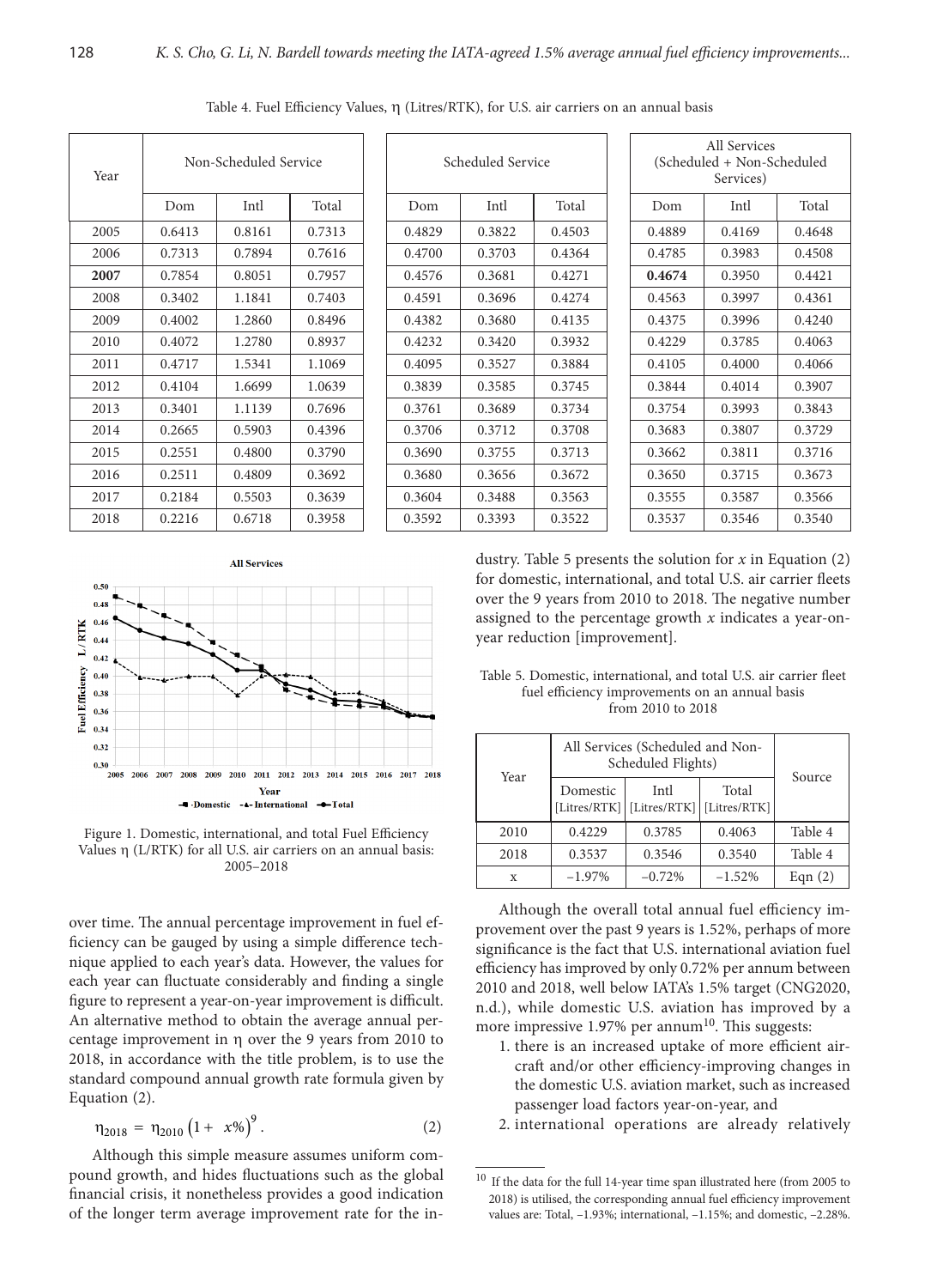Table 4. Fuel Efficiency Values, η (Litres/RTK), for U.S. air carriers on an annual basis

| Year | Non-Scheduled Service | | | Scheduled Service | | | All Services (Scheduled + Non-Scheduled Services) | | |
|---|---|---|---|---|---|---|---|---|---|
| | Dom | Intl | Total | Dom | Intl | Total | Dom | Intl | Total |
| 2005 | 0.6413 | 0.8161 | 0.7313 | 0.4829 | 0.3822 | 0.4503 | 0.4889 | 0.4169 | 0.4648 |
| 2006 | 0.7313 | 0.7894 | 0.7616 | 0.4700 | 0.3703 | 0.4364 | 0.4785 | 0.3983 | 0.4508 |
| **2007** | 0.7854 | 0.8051 | 0.7957 | 0.4576 | 0.3681 | 0.4271 | **0.4674** | 0.3950 | 0.4421 |
| 2008 | 0.3402 | 1.1841 | 0.7403 | 0.4591 | 0.3696 | 0.4274 | 0.4563 | 0.3997 | 0.4361 |
| 2009 | 0.4002 | 1.2860 | 0.8496 | 0.4382 | 0.3680 | 0.4135 | 0.4375 | 0.3996 | 0.4240 |
| 2010 | 0.4072 | 1.2780 | 0.8937 | 0.4232 | 0.3420 | 0.3932 | 0.4229 | 0.3785 | 0.4063 |
| 2011 | 0.4717 | 1.5341 | 1.1069 | 0.4095 | 0.3527 | 0.3884 | 0.4105 | 0.4000 | 0.4066 |
| 2012 | 0.4104 | 1.6699 | 1.0639 | 0.3839 | 0.3585 | 0.3745 | 0.3844 | 0.4014 | 0.3907 |
| 2013 | 0.3401 | 1.1139 | 0.7696 | 0.3761 | 0.3689 | 0.3734 | 0.3754 | 0.3993 | 0.3843 |
| 2014 | 0.2665 | 0.5903 | 0.4396 | 0.3706 | 0.3712 | 0.3708 | 0.3683 | 0.3807 | 0.3729 |
| 2015 | 0.2551 | 0.4800 | 0.3790 | 0.3690 | 0.3755 | 0.3713 | 0.3662 | 0.3811 | 0.3716 |
| 2016 | 0.2511 | 0.4809 | 0.3692 | 0.3680 | 0.3656 | 0.3672 | 0.3650 | 0.3715 | 0.3673 |
| 2017 | 0.2184 | 0.5503 | 0.3639 | 0.3604 | 0.3488 | 0.3563 | 0.3555 | 0.3587 | 0.3566 |
| 2018 | 0.2216 | 0.6718 | 0.3958 | 0.3592 | 0.3393 | 0.3522 | 0.3537 | 0.3546 | 0.3540 |

Figure 1. Domestic, international, and total Fuel Efficiency Values η (L/RTK) for all U.S. air carriers on an annual basis: 2005–2018

over time. The annual percentage improvement in fuel efficiency can be gauged by using a simple difference technique applied to each year's data. However, the values for each year can fluctuate considerably and finding a single figure to represent a year-on-year improvement is difficult. An alternative method to obtain the average annual percentage improvement in η over the 9 years from 2010 to 2018, in accordance with the title problem, is to use the standard compound annual growth rate formula given by Equation (2).

$$\eta_{2018} = \eta_{2010}\left(1 + x\%\right)^{9}. \tag{2}$$

Although this simple measure assumes uniform compound growth, and hides fluctuations such as the global financial crisis, it nonetheless provides a good indication of the longer term average improvement rate for the industry. Table 5 presents the solution for $x$ in Equation (2) for domestic, international, and total U.S. air carrier fleets over the 9 years from 2010 to 2018. The negative number assigned to the percentage growth $x$ indicates a year-on-year reduction [improvement].

Table 5. Domestic, international, and total U.S. air carrier fleet fuel efficiency improvements on an annual basis from 2010 to 2018

| Year | All Services (Scheduled and Non-Scheduled Flights) | | | Source |
|---|---|---|---|---|
| | Domestic [Litres/RTK] | Intl [Litres/RTK] | Total [Litres/RTK] | |
| 2010 | 0.4229 | 0.3785 | 0.4063 | Table 4 |
| 2018 | 0.3537 | 0.3546 | 0.3540 | Table 4 |
| x | −1.97% | −0.72% | −1.52% | Eqn (2) |

Although the overall total annual fuel efficiency improvement over the past 9 years is 1.52%, perhaps of more significance is the fact that U.S. international aviation fuel efficiency has improved by only 0.72% per annum between 2010 and 2018, well below IATA's 1.5% target (CNG2020, n.d.), while domestic U.S. aviation has improved by a more impressive 1.97% per annum[10]. This suggests:

1. there is an increased uptake of more efficient aircraft and/or other efficiency-improving changes in the domestic U.S. aviation market, such as increased passenger load factors year-on-year, and
2. international operations are already relatively

[10] If the data for the full 14-year time span illustrated here (from 2005 to 2018) is utilised, the corresponding annual fuel efficiency improvement values are: Total, −1.93%; international, −1.15%; and domestic, −2.28%.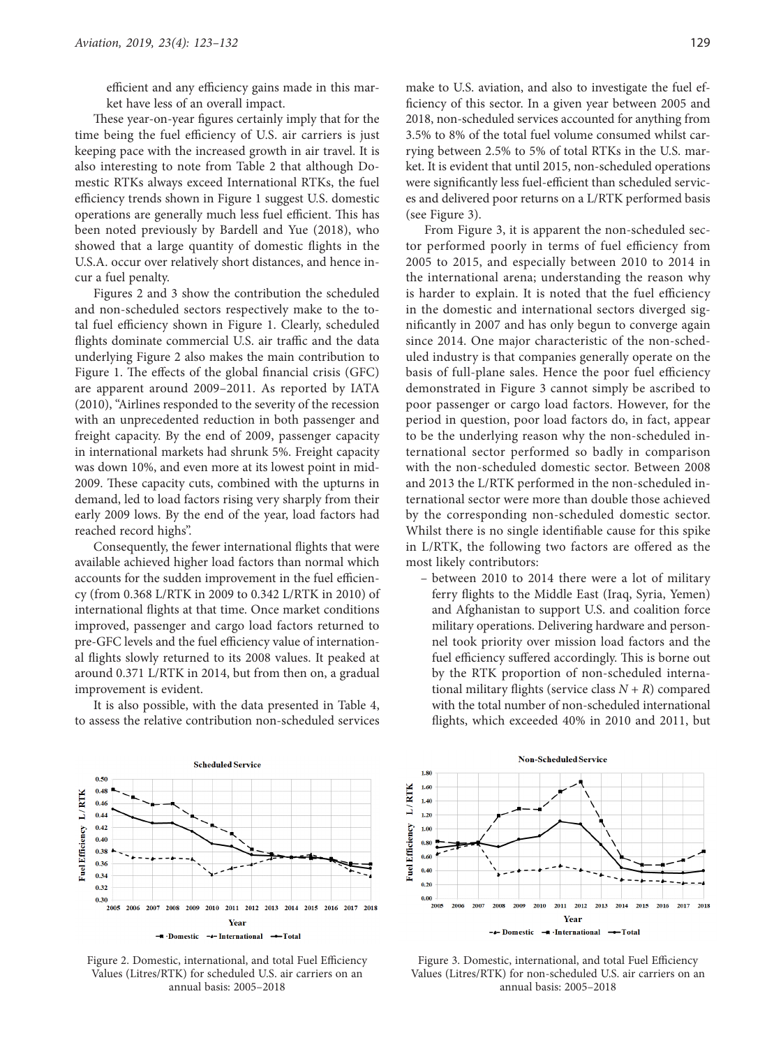efficient and any efficiency gains made in this market have less of an overall impact.

These year-on-year figures certainly imply that for the time being the fuel efficiency of U.S. air carriers is just keeping pace with the increased growth in air travel. It is also interesting to note from Table 2 that although Domestic RTKs always exceed International RTKs, the fuel efficiency trends shown in Figure 1 suggest U.S. domestic operations are generally much less fuel efficient. This has been noted previously by Bardell and Yue (2018), who showed that a large quantity of domestic flights in the U.S.A. occur over relatively short distances, and hence incur a fuel penalty.

Figures 2 and 3 show the contribution the scheduled and non-scheduled sectors respectively make to the total fuel efficiency shown in Figure 1. Clearly, scheduled flights dominate commercial U.S. air traffic and the data underlying Figure 2 also makes the main contribution to Figure 1. The effects of the global financial crisis (GFC) are apparent around 2009–2011. As reported by IATA (2010), "Airlines responded to the severity of the recession with an unprecedented reduction in both passenger and freight capacity. By the end of 2009, passenger capacity in international markets had shrunk 5%. Freight capacity was down 10%, and even more at its lowest point in mid-2009. These capacity cuts, combined with the upturns in demand, led to load factors rising very sharply from their early 2009 lows. By the end of the year, load factors had reached record highs".

Consequently, the fewer international flights that were available achieved higher load factors than normal which accounts for the sudden improvement in the fuel efficiency (from 0.368 L/RTK in 2009 to 0.342 L/RTK in 2010) of international flights at that time. Once market conditions improved, passenger and cargo load factors returned to pre-GFC levels and the fuel efficiency value of international flights slowly returned to its 2008 values. It peaked at around 0.371 L/RTK in 2014, but from then on, a gradual improvement is evident.

It is also possible, with the data presented in Table 4, to assess the relative contribution non-scheduled services make to U.S. aviation, and also to investigate the fuel efficiency of this sector. In a given year between 2005 and 2018, non-scheduled services accounted for anything from 3.5% to 8% of the total fuel volume consumed whilst carrying between 2.5% to 5% of total RTKs in the U.S. market. It is evident that until 2015, non-scheduled operations were significantly less fuel-efficient than scheduled services and delivered poor returns on a L/RTK performed basis (see Figure 3).

From Figure 3, it is apparent the non-scheduled sector performed poorly in terms of fuel efficiency from 2005 to 2015, and especially between 2010 to 2014 in the international arena; understanding the reason why is harder to explain. It is noted that the fuel efficiency in the domestic and international sectors diverged significantly in 2007 and has only begun to converge again since 2014. One major characteristic of the non-scheduled industry is that companies generally operate on the basis of full-plane sales. Hence the poor fuel efficiency demonstrated in Figure 3 cannot simply be ascribed to poor passenger or cargo load factors. However, for the period in question, poor load factors do, in fact, appear to be the underlying reason why the non-scheduled international sector performed so badly in comparison with the non-scheduled domestic sector. Between 2008 and 2013 the L/RTK performed in the non-scheduled international sector were more than double those achieved by the corresponding non-scheduled domestic sector. Whilst there is no single identifiable cause for this spike in L/RTK, the following two factors are offered as the most likely contributors:

- between 2010 to 2014 there were a lot of military ferry flights to the Middle East (Iraq, Syria, Yemen) and Afghanistan to support U.S. and coalition force military operations. Delivering hardware and personnel took priority over mission load factors and the fuel efficiency suffered accordingly. This is borne out by the RTK proportion of non-scheduled international military flights (service class $N + R$) compared with the total number of non-scheduled international flights, which exceeded 40% in 2010 and 2011, but

Figure 2. Domestic, international, and total Fuel Efficiency Values (Litres/RTK) for scheduled U.S. air carriers on an annual basis: 2005–2018

Figure 3. Domestic, international, and total Fuel Efficiency Values (Litres/RTK) for non-scheduled U.S. air carriers on an annual basis: 2005–2018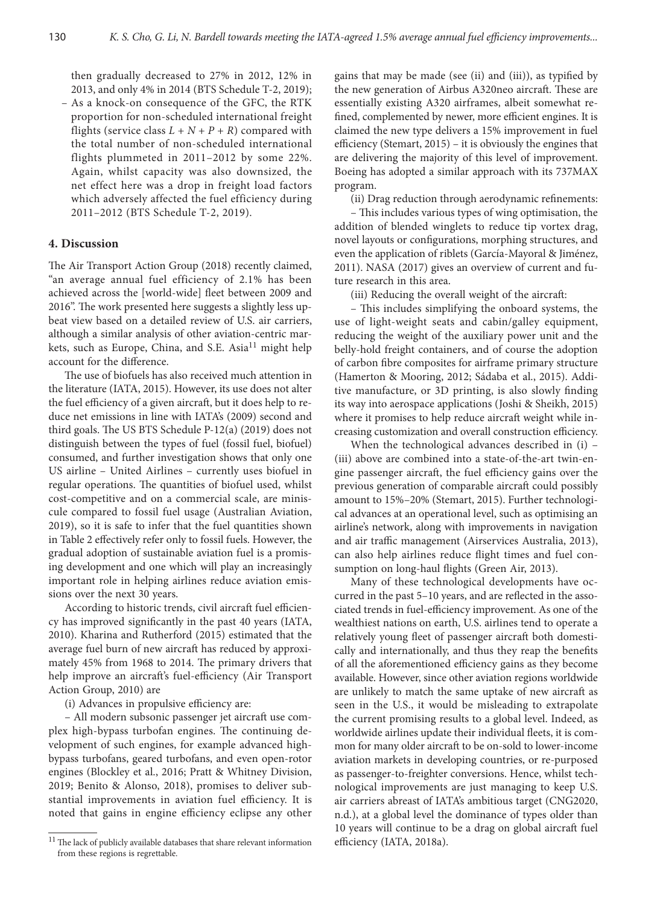then gradually decreased to 27% in 2012, 12% in 2013, and only 4% in 2014 (BTS Schedule T-2, 2019);

- As a knock-on consequence of the GFC, the RTK proportion for non-scheduled international freight flights (service class $L + N + P + R$) compared with the total number of non-scheduled international flights plummeted in 2011–2012 by some 22%. Again, whilst capacity was also downsized, the net effect here was a drop in freight load factors which adversely affected the fuel efficiency during 2011–2012 (BTS Schedule T-2, 2019).

## 4. Discussion

The Air Transport Action Group (2018) recently claimed, "an average annual fuel efficiency of 2.1% has been achieved across the [world-wide] fleet between 2009 and 2016". The work presented here suggests a slightly less upbeat view based on a detailed review of U.S. air carriers, although a similar analysis of other aviation-centric markets, such as Europe, China, and S.E. Asia[11] might help account for the difference.

The use of biofuels has also received much attention in the literature (IATA, 2015). However, its use does not alter the fuel efficiency of a given aircraft, but it does help to reduce net emissions in line with IATA's (2009) second and third goals. The US BTS Schedule P-12(a) (2019) does not distinguish between the types of fuel (fossil fuel, biofuel) consumed, and further investigation shows that only one US airline – United Airlines – currently uses biofuel in regular operations. The quantities of biofuel used, whilst cost-competitive and on a commercial scale, are miniscule compared to fossil fuel usage (Australian Aviation, 2019), so it is safe to infer that the fuel quantities shown in Table 2 effectively refer only to fossil fuels. However, the gradual adoption of sustainable aviation fuel is a promising development and one which will play an increasingly important role in helping airlines reduce aviation emissions over the next 30 years.

According to historic trends, civil aircraft fuel efficiency has improved significantly in the past 40 years (IATA, 2010). Kharina and Rutherford (2015) estimated that the average fuel burn of new aircraft has reduced by approximately 45% from 1968 to 2014. The primary drivers that help improve an aircraft's fuel-efficiency (Air Transport Action Group, 2010) are

(i) Advances in propulsive efficiency are:

– All modern subsonic passenger jet aircraft use complex high-bypass turbofan engines. The continuing development of such engines, for example advanced high-bypass turbofans, geared turbofans, and even open-rotor engines (Blockley et al., 2016; Pratt & Whitney Division, 2019; Benito & Alonso, 2018), promises to deliver substantial improvements in aviation fuel efficiency. It is noted that gains in engine efficiency eclipse any other gains that may be made (see (ii) and (iii)), as typified by the new generation of Airbus A320neo aircraft. These are essentially existing A320 airframes, albeit somewhat refined, complemented by newer, more efficient engines. It is claimed the new type delivers a 15% improvement in fuel efficiency (Stemart, 2015) – it is obviously the engines that are delivering the majority of this level of improvement. Boeing has adopted a similar approach with its 737MAX program.

(ii) Drag reduction through aerodynamic refinements:

– This includes various types of wing optimisation, the addition of blended winglets to reduce tip vortex drag, novel layouts or configurations, morphing structures, and even the application of riblets (García-Mayoral & Jiménez, 2011). NASA (2017) gives an overview of current and future research in this area.

(iii) Reducing the overall weight of the aircraft:

– This includes simplifying the onboard systems, the use of light-weight seats and cabin/galley equipment, reducing the weight of the auxiliary power unit and the belly-hold freight containers, and of course the adoption of carbon fibre composites for airframe primary structure (Hamerton & Mooring, 2012; Sádaba et al., 2015). Additive manufacture, or 3D printing, is also slowly finding its way into aerospace applications (Joshi & Sheikh, 2015) where it promises to help reduce aircraft weight while increasing customization and overall construction efficiency.

When the technological advances described in (i) – (iii) above are combined into a state-of-the-art twin-engine passenger aircraft, the fuel efficiency gains over the previous generation of comparable aircraft could possibly amount to 15%–20% (Stemart, 2015). Further technological advances at an operational level, such as optimising an airline's network, along with improvements in navigation and air traffic management (Airservices Australia, 2013), can also help airlines reduce flight times and fuel consumption on long-haul flights (Green Air, 2013).

Many of these technological developments have occurred in the past 5–10 years, and are reflected in the associated trends in fuel-efficiency improvement. As one of the wealthiest nations on earth, U.S. airlines tend to operate a relatively young fleet of passenger aircraft both domestically and internationally, and thus they reap the benefits of all the aforementioned efficiency gains as they become available. However, since other aviation regions worldwide are unlikely to match the same uptake of new aircraft as seen in the U.S., it would be misleading to extrapolate the current promising results to a global level. Indeed, as worldwide airlines update their individual fleets, it is common for many older aircraft to be on-sold to lower-income aviation markets in developing countries, or re-purposed as passenger-to-freighter conversions. Hence, whilst technological improvements are just managing to keep U.S. air carriers abreast of IATA's ambitious target (CNG2020, n.d.), at a global level the dominance of types older than 10 years will continue to be a drag on global aircraft fuel efficiency (IATA, 2018a).

[11] The lack of publicly available databases that share relevant information from these regions is regrettable.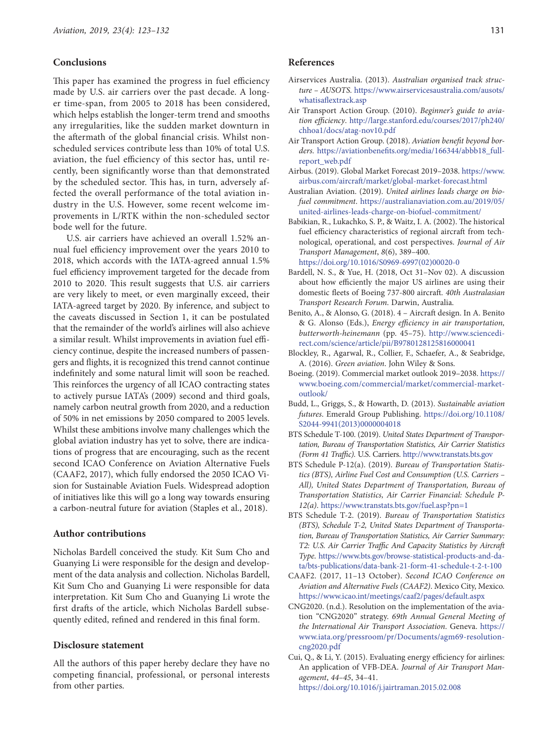## Conclusions

This paper has examined the progress in fuel efficiency made by U.S. air carriers over the past decade. A longer time-span, from 2005 to 2018 has been considered, which helps establish the longer-term trend and smooths any irregularities, like the sudden market downturn in the aftermath of the global financial crisis. Whilst non-scheduled services contribute less than 10% of total U.S. aviation, the fuel efficiency of this sector has, until recently, been significantly worse than that demonstrated by the scheduled sector. This has, in turn, adversely affected the overall performance of the total aviation industry in the U.S. However, some recent welcome improvements in L/RTK within the non-scheduled sector bode well for the future.

U.S. air carriers have achieved an overall 1.52% annual fuel efficiency improvement over the years 2010 to 2018, which accords with the IATA-agreed annual 1.5% fuel efficiency improvement targeted for the decade from 2010 to 2020. This result suggests that U.S. air carriers are very likely to meet, or even marginally exceed, their IATA-agreed target by 2020. By inference, and subject to the caveats discussed in Section 1, it can be postulated that the remainder of the world's airlines will also achieve a similar result. Whilst improvements in aviation fuel efficiency continue, despite the increased numbers of passengers and flights, it is recognized this trend cannot continue indefinitely and some natural limit will soon be reached. This reinforces the urgency of all ICAO contracting states to actively pursue IATA's (2009) second and third goals, namely carbon neutral growth from 2020, and a reduction of 50% in net emissions by 2050 compared to 2005 levels. Whilst these ambitions involve many challenges which the global aviation industry has yet to solve, there are indications of progress that are encouraging, such as the recent second ICAO Conference on Aviation Alternative Fuels (CAAF2, 2017), which fully endorsed the 2050 ICAO Vision for Sustainable Aviation Fuels. Widespread adoption of initiatives like this will go a long way towards ensuring a carbon-neutral future for aviation (Staples et al., 2018).

## Author contributions

Nicholas Bardell conceived the study. Kit Sum Cho and Guanying Li were responsible for the design and development of the data analysis and collection. Nicholas Bardell, Kit Sum Cho and Guanying Li were responsible for data interpretation. Kit Sum Cho and Guanying Li wrote the first drafts of the article, which Nicholas Bardell subsequently edited, refined and rendered in this final form.

## Disclosure statement

All the authors of this paper hereby declare they have no competing financial, professional, or personal interests from other parties.

## References

Airservices Australia. (2013). *Australian organised track structure – AUSOTS*. https://www.airservicesaustralia.com/ausots/whatisaflextrack.asp

Air Transport Action Group. (2010). *Beginner's guide to aviation efficiency*. http://large.stanford.edu/courses/2017/ph240/chhoa1/docs/atag-nov10.pdf

Air Transport Action Group. (2018). *Aviation benefit beyond borders*. https://aviationbenefits.org/media/166344/abbb18_full-report_web.pdf

Airbus. (2019). Global Market Forecast 2019–2038. https://www.airbus.com/aircraft/market/global-market-forecast.html

Australian Aviation. (2019). *United airlines leads charge on biofuel commitment*. https://australianaviation.com.au/2019/05/united-airlines-leads-charge-on-biofuel-commitment/

Babikian, R., Lukachko, S. P., & Waitz, I. A. (2002). The historical fuel efficiency characteristics of regional aircraft from technological, operational, and cost perspectives. *Journal of Air Transport Management*, *8*(6), 389–400. https://doi.org/10.1016/S0969-6997(02)00020-0

Bardell, N. S., & Yue, H. (2018, Oct 31–Nov 02). A discussion about how efficiently the major US airlines are using their domestic fleets of Boeing 737-800 aircraft. *40th Australasian Transport Research Forum*. Darwin, Australia.

Benito, A., & Alonso, G. (2018). 4 – Aircraft design. In A. Benito & G. Alonso (Eds.), *Energy efficiency in air transportation, butterworth-heinemann* (pp. 45–75). http://www.sciencedirect.com/science/article/pii/B9780128125816000041

Blockley, R., Agarwal, R., Collier, F., Schaefer, A., & Seabridge, A. (2016). *Green aviation*. John Wiley & Sons.

Boeing. (2019). Commercial market outlook 2019–2038. https://www.boeing.com/commercial/market/commercial-market-outlook/

Budd, L., Griggs, S., & Howarth, D. (2013). *Sustainable aviation futures*. Emerald Group Publishing. https://doi.org/10.1108/S2044-9941(2013)0000004018

BTS Schedule T-100. (2019). *United States Department of Transportation, Bureau of Transportation Statistics, Air Carrier Statistics (Form 41 Traffic)*. U.S. Carriers. http://www.transtats.bts.gov

BTS Schedule P-12(a). (2019). *Bureau of Transportation Statistics (BTS), Airline Fuel Cost and Consumption (U.S. Carriers – All), United States Department of Transportation, Bureau of Transportation Statistics, Air Carrier Financial: Schedule P-12(a)*. https://www.transtats.bts.gov/fuel.asp?pn=1

BTS Schedule T-2. (2019). *Bureau of Transportation Statistics (BTS), Schedule T-2, United States Department of Transportation, Bureau of Transportation Statistics, Air Carrier Summary: T2: U.S. Air Carrier Traffic And Capacity Statistics by Aircraft Type*. https://www.bts.gov/browse-statistical-products-and-data/bts-publications/data-bank-21-form-41-schedule-t-2-t-100

CAAF2. (2017, 11–13 October). *Second ICAO Conference on Aviation and Alternative Fuels (CAAF2)*. Mexico City, Mexico. https://www.icao.int/meetings/caaf2/pages/default.aspx

CNG2020. (n.d.). Resolution on the implementation of the aviation "CNG2020" strategy. *69th Annual General Meeting of the International Air Transport Association*. Geneva. https://www.iata.org/pressroom/pr/Documents/agm69-resolution-cng2020.pdf

Cui, Q., & Li, Y. (2015). Evaluating energy efficiency for airlines: An application of VFB-DEA. *Journal of Air Transport Management*, *44–45*, 34–41. https://doi.org/10.1016/j.jairtraman.2015.02.008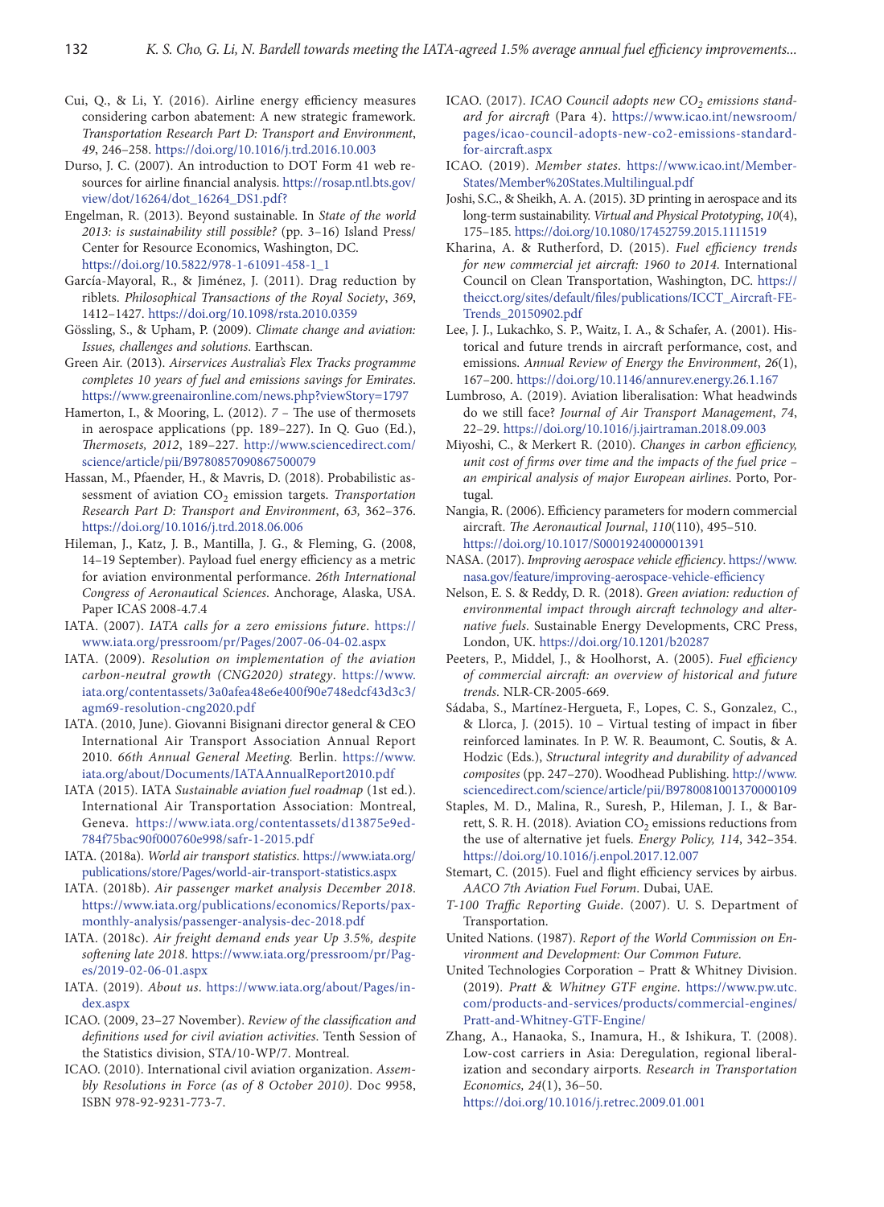Cui, Q., & Li, Y. (2016). Airline energy efficiency measures considering carbon abatement: A new strategic framework. *Transportation Research Part D: Transport and Environment*, *49*, 246–258. https://doi.org/10.1016/j.trd.2016.10.003

Durso, J. C. (2007). An introduction to DOT Form 41 web resources for airline financial analysis. https://rosap.ntl.bts.gov/view/dot/16264/dot_16264_DS1.pdf?

Engelman, R. (2013). Beyond sustainable. In *State of the world 2013: is sustainability still possible?* (pp. 3–16) Island Press/Center for Resource Economics, Washington, DC. https://doi.org/10.5822/978-1-61091-458-1_1

García-Mayoral, R., & Jiménez, J. (2011). Drag reduction by riblets. *Philosophical Transactions of the Royal Society*, *369*, 1412–1427. https://doi.org/10.1098/rsta.2010.0359

Gössling, S., & Upham, P. (2009). *Climate change and aviation: Issues, challenges and solutions*. Earthscan.

Green Air. (2013). *Airservices Australia's Flex Tracks programme completes 10 years of fuel and emissions savings for Emirates*. https://www.greenaironline.com/news.php?viewStory=1797

Hamerton, I., & Mooring, L. (2012). *7 – The use of thermosets in aerospace applications* (pp. 189–227). In Q. Guo (Ed.), *Thermosets, 2012*, 189–227. http://www.sciencedirect.com/science/article/pii/B9780857090867500079

Hassan, M., Pfaender, H., & Mavris, D. (2018). Probabilistic assessment of aviation $CO_2$ emission targets. *Transportation Research Part D: Transport and Environment*, *63,* 362–376. https://doi.org/10.1016/j.trd.2018.06.006

Hileman, J., Katz, J. B., Mantilla, J. G., & Fleming, G. (2008, 14–19 September). Payload fuel energy efficiency as a metric for aviation environmental performance. *26th International Congress of Aeronautical Sciences*. Anchorage, Alaska, USA. Paper ICAS 2008-4.7.4

IATA. (2007). *IATA calls for a zero emissions future*. https://www.iata.org/pressroom/pr/Pages/2007-06-04-02.aspx

IATA. (2009). *Resolution on implementation of the aviation carbon-neutral growth (CNG2020) strategy*. https://www.iata.org/contentassets/3a0afea48e6e400f90e748edcf43d3c3/agm69-resolution-cng2020.pdf

IATA. (2010, June). Giovanni Bisignani director general & CEO International Air Transport Association Annual Report 2010. *66th Annual General Meeting.* Berlin. https://www.iata.org/about/Documents/IATAAnnualReport2010.pdf

IATA (2015). IATA *Sustainable aviation fuel roadmap* (1st ed.). International Air Transportation Association: Montreal, Geneva. https://www.iata.org/contentassets/d13875e9ed784f75bac90f000760e998/safr-1-2015.pdf

IATA. (2018a). *World air transport statistics*. https://www.iata.org/publications/store/Pages/world-air-transport-statistics.aspx

IATA. (2018b). *Air passenger market analysis December 2018*. https://www.iata.org/publications/economics/Reports/pax-monthly-analysis/passenger-analysis-dec-2018.pdf

IATA. (2018c). *Air freight demand ends year Up 3.5%, despite softening late 2018*. https://www.iata.org/pressroom/pr/Pages/2019-02-06-01.aspx

IATA. (2019). *About us*. https://www.iata.org/about/Pages/index.aspx

ICAO. (2009, 23–27 November). *Review of the classification and definitions used for civil aviation activities*. Tenth Session of the Statistics division, STA/10-WP/7. Montreal.

ICAO. (2010). International civil aviation organization. *Assembly Resolutions in Force (as of 8 October 2010)*. Doc 9958, ISBN 978-92-9231-773-7.

ICAO. (2017). *ICAO Council adopts new $CO_2$ emissions standard for aircraft* (Para 4). https://www.icao.int/newsroom/pages/icao-council-adopts-new-co2-emissions-standard-for-aircraft.aspx

ICAO. (2019). *Member states*. https://www.icao.int/MemberStates/Member%20States.Multilingual.pdf

Joshi, S.C., & Sheikh, A. A. (2015). 3D printing in aerospace and its long-term sustainability. *Virtual and Physical Prototyping*, *10*(4), 175–185. https://doi.org/10.1080/17452759.2015.1111519

Kharina, A. & Rutherford, D. (2015). *Fuel efficiency trends for new commercial jet aircraft: 1960 to 2014.* International Council on Clean Transportation, Washington, DC. https://theicct.org/sites/default/files/publications/ICCT_Aircraft-FE-Trends_20150902.pdf

Lee, J. J., Lukachko, S. P., Waitz, I. A., & Schafer, A. (2001). Historical and future trends in aircraft performance, cost, and emissions. *Annual Review of Energy the Environment*, *26*(1), 167–200. https://doi.org/10.1146/annurev.energy.26.1.167

Lumbroso, A. (2019). Aviation liberalisation: What headwinds do we still face? *Journal of Air Transport Management*, *74*, 22–29. https://doi.org/10.1016/j.jairtraman.2018.09.003

Miyoshi, C., & Merkert R. (2010). *Changes in carbon efficiency, unit cost of firms over time and the impacts of the fuel price – an empirical analysis of major European airlines*. Porto, Portugal.

Nangia, R. (2006). Efficiency parameters for modern commercial aircraft. *The Aeronautical Journal*, *110*(110), 495–510. https://doi.org/10.1017/S0001924000001391

NASA. (2017). *Improving aerospace vehicle efficiency*. https://www.nasa.gov/feature/improving-aerospace-vehicle-efficiency

Nelson, E. S. & Reddy, D. R. (2018). *Green aviation: reduction of environmental impact through aircraft technology and alternative fuels*. Sustainable Energy Developments, CRC Press, London, UK. https://doi.org/10.1201/b20287

Peeters, P., Middel, J., & Hoolhorst, A. (2005). *Fuel efficiency of commercial aircraft: an overview of historical and future trends*. NLR-CR-2005-669.

Sádaba, S., Martínez-Hergueta, F., Lopes, C. S., Gonzalez, C., & Llorca, J. (2015). 10 – Virtual testing of impact in fiber reinforced laminates*.* In P. W. R. Beaumont, C. Soutis, & A. Hodzic (Eds.), *Structural integrity and durability of advanced composites* (pp. 247–270). Woodhead Publishing. http://www.sciencedirect.com/science/article/pii/B9780081001370000109

Staples, M. D., Malina, R., Suresh, P., Hileman, J. I., & Barrett, S. R. H. (2018). Aviation $CO_2$ emissions reductions from the use of alternative jet fuels. *Energy Policy, 114*, 342–354. https://doi.org/10.1016/j.enpol.2017.12.007

Stemart, C. (2015). Fuel and flight efficiency services by airbus. *AACO 7th Aviation Fuel Forum*. Dubai, UAE.

*T-100 Traffic Reporting Guide*. (2007). U. S. Department of Transportation.

United Nations. (1987). *Report of the World Commission on Environment and Development: Our Common Future.*

United Technologies Corporation – Pratt & Whitney Division. (2019). *Pratt & Whitney GTF engine*. https://www.pw.utc.com/products-and-services/products/commercial-engines/Pratt-and-Whitney-GTF-Engine/

Zhang, A., Hanaoka, S., Inamura, H., & Ishikura, T. (2008). Low-cost carriers in Asia: Deregulation, regional liberalization and secondary airports. *Research in Transportation Economics, 24*(1), 36–50. https://doi.org/10.1016/j.retrec.2009.01.001